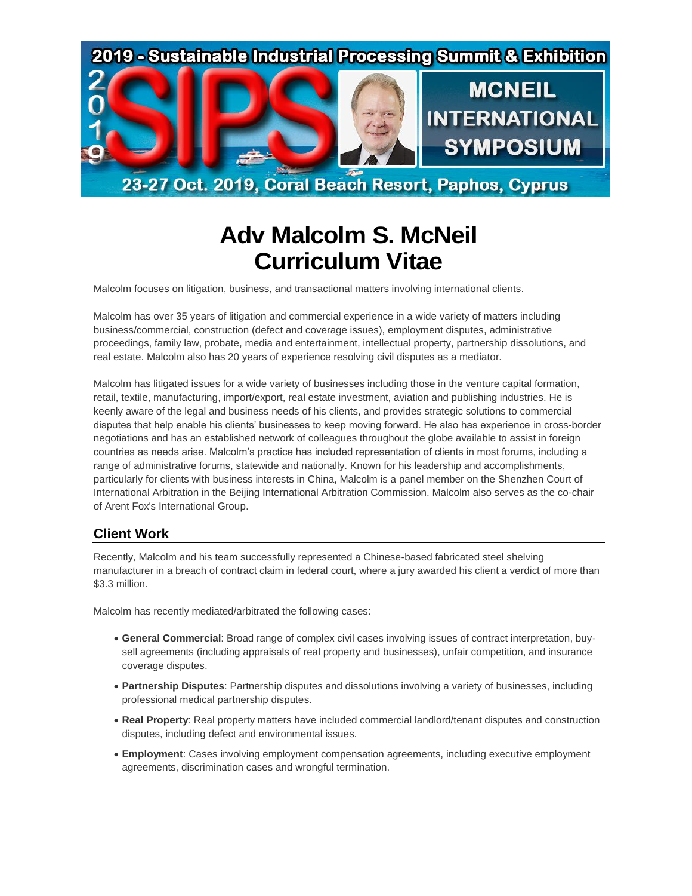2019 - Sustainable Industrial Processing Summit & Exhibition

MCNEIL INTERNATIONAL SYMPOSIUM

23-27 Oct. 2019, Coral Beach Resort, Paphos, Cyprus

# Adv Malcolm S. McNeil Curriculum Vitae

Malcolm focuses on litigation, business, and transactional matters involving international clients.

Malcolm has over 35 years of litigation and commercial experience in a wide variety of matters including business/commercial, construction (defect and coverage issues), employment disputes, administrative proceedings, family law, probate, media and entertainment, intellectual property, partnership dissolutions, and real estate. Malcolm also has 20 years of experience resolving civil disputes as a mediator.

Malcolm has litigated issues for a wide variety of businesses including those in the venture capital formation, retail, textile, manufacturing, import/export, real estate investment, aviation and publishing industries. He is keenly aware of the legal and business needs of his clients, and provides strategic solutions to commercial disputes that help enable his clients' businesses to keep moving forward. He also has experience in cross-border negotiations and has an established network of colleagues throughout the globe available to assist in foreign countries as needs arise. Malcolm's practice has included representation of clients in most forums, including a range of administrative forums, statewide and nationally. Known for his leadership and accomplishments, particularly for clients with business interests in China, Malcolm is a panel member on the Shenzhen Court of International Arbitration in the Beijing International Arbitration Commission. Malcolm also serves as the co-chair of Arent Fox's International Group.

## Client Work

Recently, Malcolm and his team successfully represented a Chinese-based fabricated steel shelving manufacturer in a breach of contract claim in federal court, where a jury awarded his client a verdict of more than $3.3 million.

Malcolm has recently mediated/arbitrated the following cases:

- **General Commercial**: Broad range of complex civil cases involving issues of contract interpretation, buy-sell agreements (including appraisals of real property and businesses), unfair competition, and insurance coverage disputes.
- **Partnership Disputes**: Partnership disputes and dissolutions involving a variety of businesses, including professional medical partnership disputes.
- **Real Property**: Real property matters have included commercial landlord/tenant disputes and construction disputes, including defect and environmental issues.
- **Employment**: Cases involving employment compensation agreements, including executive employment agreements, discrimination cases and wrongful termination.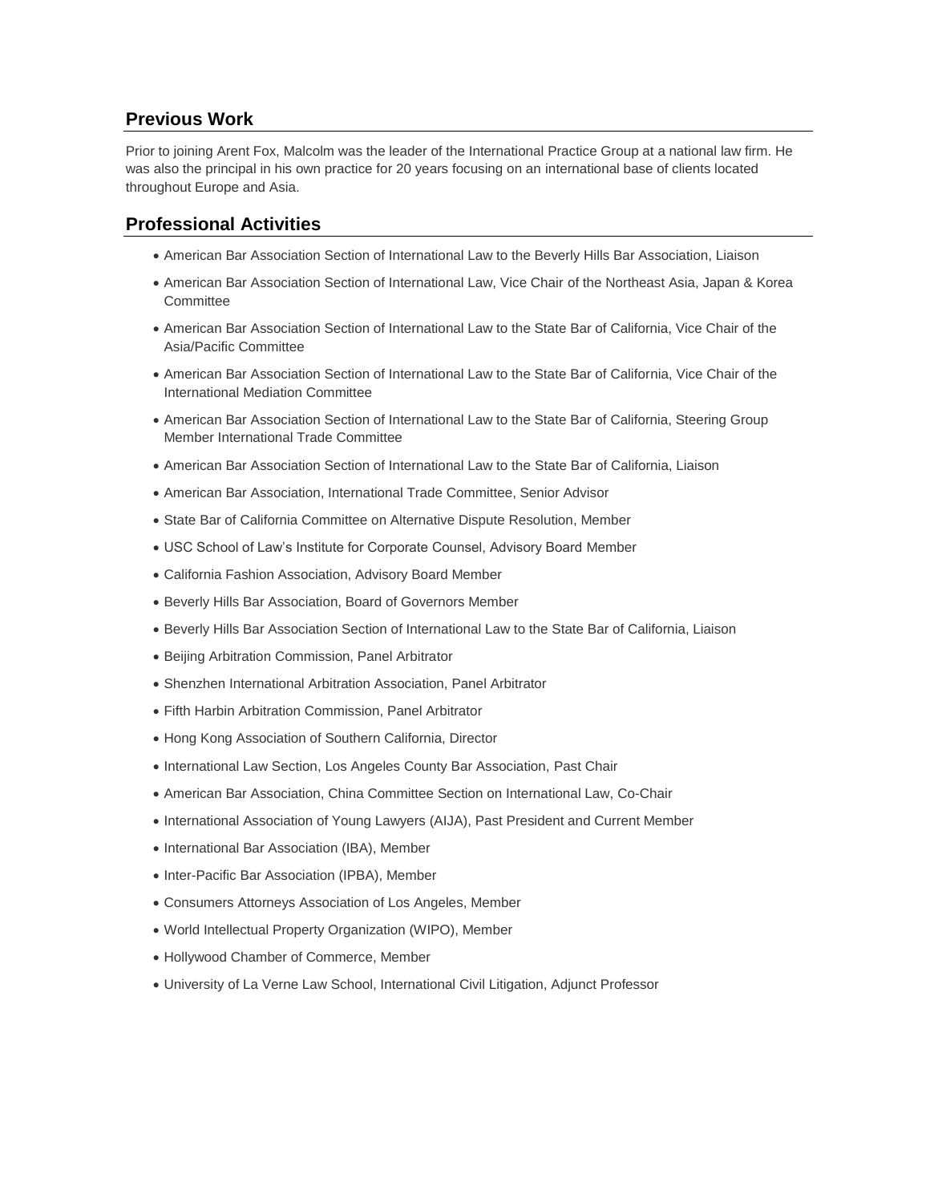## Previous Work

Prior to joining Arent Fox, Malcolm was the leader of the International Practice Group at a national law firm. He was also the principal in his own practice for 20 years focusing on an international base of clients located throughout Europe and Asia.

## Professional Activities

- American Bar Association Section of International Law to the Beverly Hills Bar Association, Liaison
- American Bar Association Section of International Law, Vice Chair of the Northeast Asia, Japan & Korea Committee
- American Bar Association Section of International Law to the State Bar of California, Vice Chair of the Asia/Pacific Committee
- American Bar Association Section of International Law to the State Bar of California, Vice Chair of the International Mediation Committee
- American Bar Association Section of International Law to the State Bar of California, Steering Group Member International Trade Committee
- American Bar Association Section of International Law to the State Bar of California, Liaison
- American Bar Association, International Trade Committee, Senior Advisor
- State Bar of California Committee on Alternative Dispute Resolution, Member
- USC School of Law's Institute for Corporate Counsel, Advisory Board Member
- California Fashion Association, Advisory Board Member
- Beverly Hills Bar Association, Board of Governors Member
- Beverly Hills Bar Association Section of International Law to the State Bar of California, Liaison
- Beijing Arbitration Commission, Panel Arbitrator
- Shenzhen International Arbitration Association, Panel Arbitrator
- Fifth Harbin Arbitration Commission, Panel Arbitrator
- Hong Kong Association of Southern California, Director
- International Law Section, Los Angeles County Bar Association, Past Chair
- American Bar Association, China Committee Section on International Law, Co-Chair
- International Association of Young Lawyers (AIJA), Past President and Current Member
- International Bar Association (IBA), Member
- Inter-Pacific Bar Association (IPBA), Member
- Consumers Attorneys Association of Los Angeles, Member
- World Intellectual Property Organization (WIPO), Member
- Hollywood Chamber of Commerce, Member
- University of La Verne Law School, International Civil Litigation, Adjunct Professor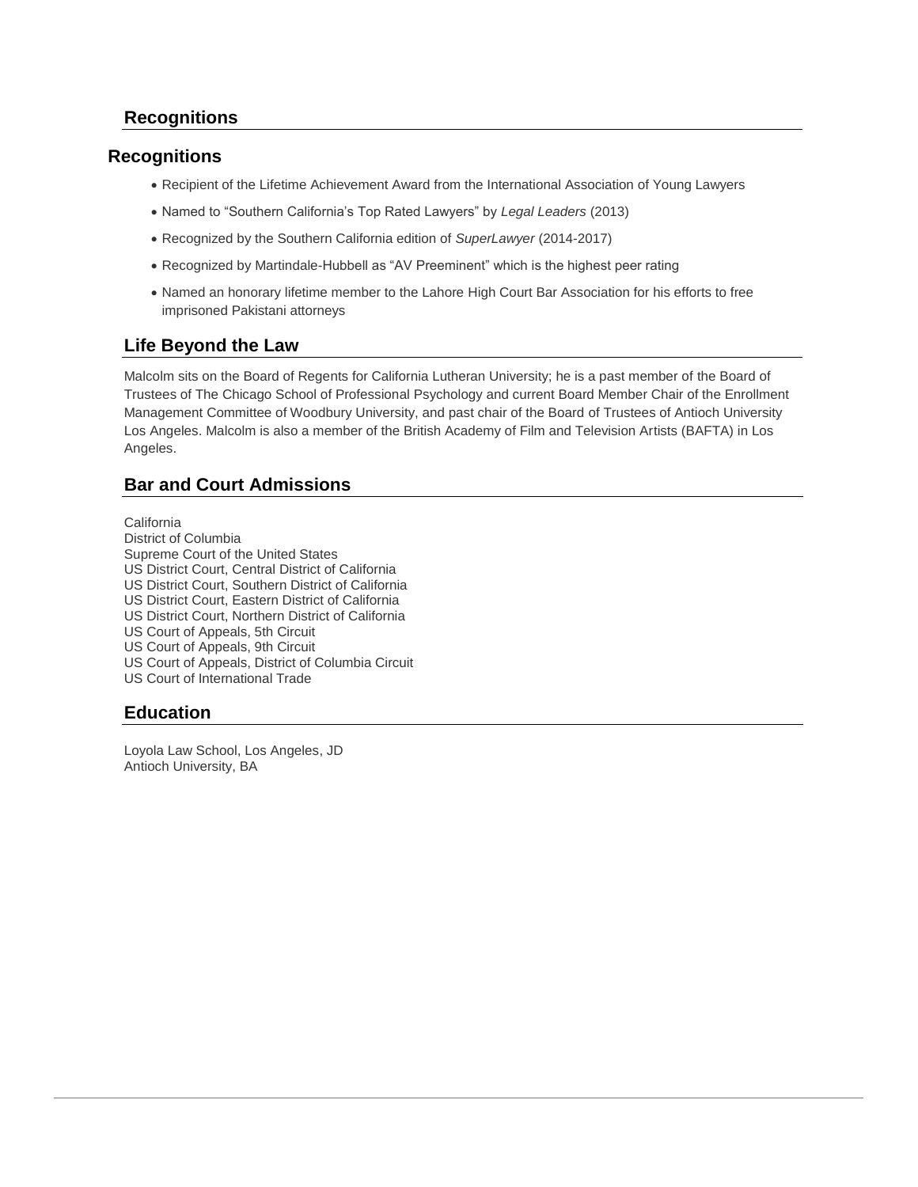## Recognitions

## Recognitions

- Recipient of the Lifetime Achievement Award from the International Association of Young Lawyers
- Named to “Southern California’s Top Rated Lawyers” by *Legal Leaders* (2013)
- Recognized by the Southern California edition of *SuperLawyer* (2014-2017)
- Recognized by Martindale-Hubbell as “AV Preeminent” which is the highest peer rating
- Named an honorary lifetime member to the Lahore High Court Bar Association for his efforts to free imprisoned Pakistani attorneys

## Life Beyond the Law

Malcolm sits on the Board of Regents for California Lutheran University; he is a past member of the Board of Trustees of The Chicago School of Professional Psychology and current Board Member Chair of the Enrollment Management Committee of Woodbury University, and past chair of the Board of Trustees of Antioch University Los Angeles. Malcolm is also a member of the British Academy of Film and Television Artists (BAFTA) in Los Angeles.

## Bar and Court Admissions

California
District of Columbia
Supreme Court of the United States
US District Court, Central District of California
US District Court, Southern District of California
US District Court, Eastern District of California
US District Court, Northern District of California
US Court of Appeals, 5th Circuit
US Court of Appeals, 9th Circuit
US Court of Appeals, District of Columbia Circuit
US Court of International Trade

## Education

Loyola Law School, Los Angeles, JD
Antioch University, BA